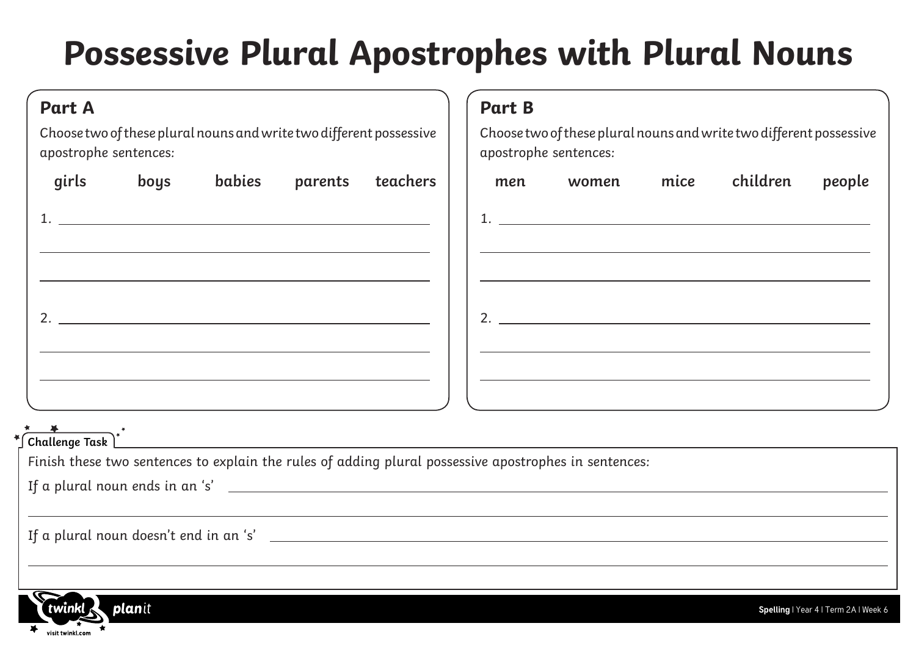# Possessive Plural Apostrophes with Plural Nouns

## Part A

Choose two of these plural nouns and write two different possessive apostrophe sentences:

girls boys babies parents teachers

1. ______________________________________________

______________________________________________

______________________________________________

2. ______________________________________________

______________________________________________

______________________________________________

## Part B

Choose two of these plural nouns and write two different possessive apostrophe sentences:

men women mice children people

1. ______________________________________________

______________________________________________

______________________________________________

2. ______________________________________________

______________________________________________

______________________________________________

### Challenge Task

Finish these two sentences to explain the rules of adding plural possessive apostrophes in sentences:

If a plural noun ends in an ‘s’ ______________________________________________

______________________________________________

If a plural noun doesn’t end in an ‘s’ ______________________________________________

______________________________________________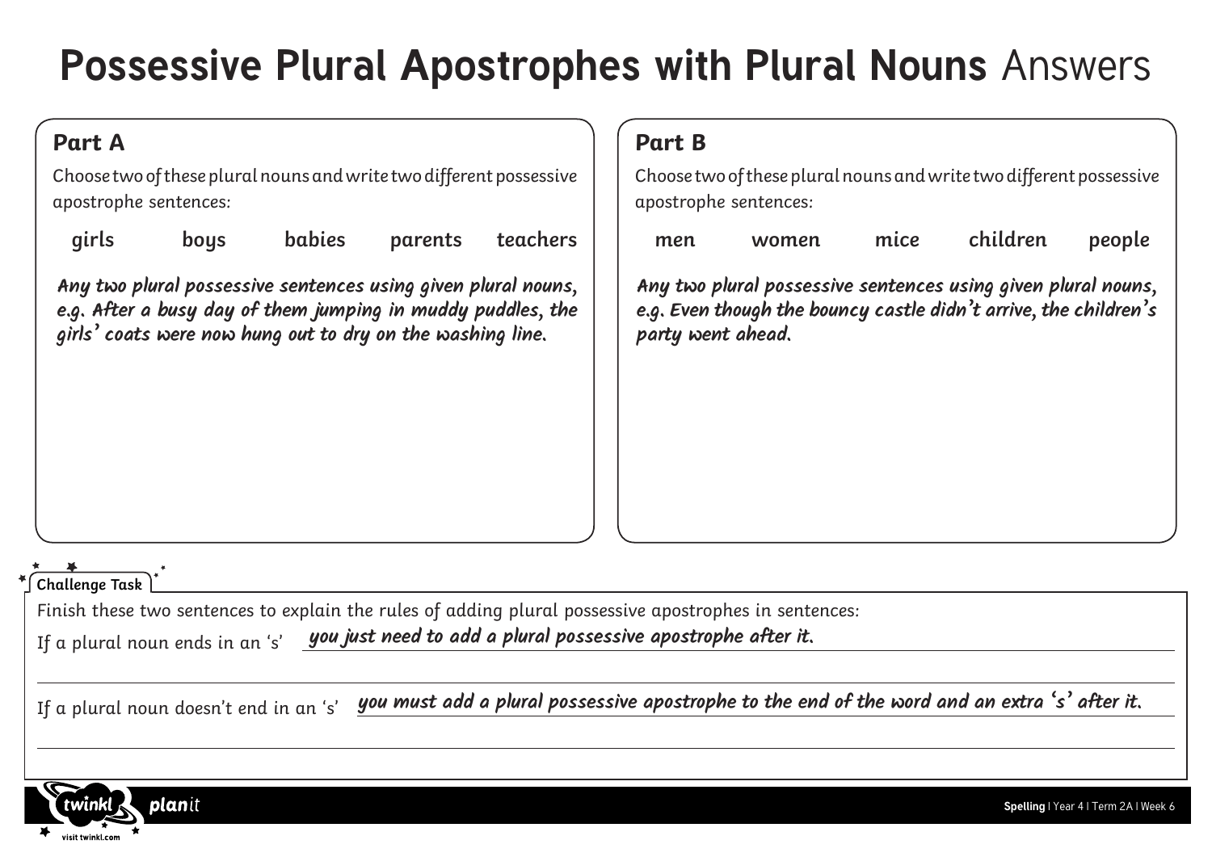# Possessive Plural Apostrophes with Plural Nouns Answers

## Part A

Choose two of these plural nouns and write two different possessive apostrophe sentences:

girls boys babies parents teachers

*Any two plural possessive sentences using given plural nouns, e.g. After a busy day of them jumping in muddy puddles, the girls' coats were now hung out to dry on the washing line.*

## Part B

Choose two of these plural nouns and write two different possessive apostrophe sentences:

men women mice children people

*Any two plural possessive sentences using given plural nouns, e.g. Even though the bouncy castle didn't arrive, the children's party went ahead.*

## Challenge Task

Finish these two sentences to explain the rules of adding plural possessive apostrophes in sentences:

If a plural noun ends in an 's' *you just need to add a plural possessive apostrophe after it.*

If a plural noun doesn't end in an 's' *you must add a plural possessive apostrophe to the end of the word and an extra 's' after it.*